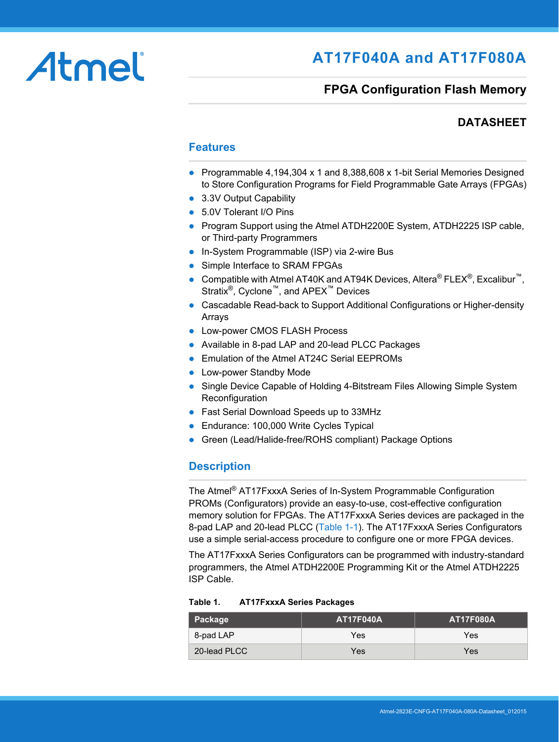# AT17F040A and AT17F080A

## FPGA Configuration Flash Memory

### DATASHEET

## Features

- Programmable 4,194,304 x 1 and 8,388,608 x 1-bit Serial Memories Designed to Store Configuration Programs for Field Programmable Gate Arrays (FPGAs)
- 3.3V Output Capability
- 5.0V Tolerant I/O Pins
- Program Support using the Atmel ATDH2200E System, ATDH2225 ISP cable, or Third-party Programmers
- In-System Programmable (ISP) via 2-wire Bus
- Simple Interface to SRAM FPGAs
- Compatible with Atmel AT40K and AT94K Devices, Altera® FLEX®, Excalibur™, Stratix®, Cyclone™, and APEX™ Devices
- Cascadable Read-back to Support Additional Configurations or Higher-density Arrays
- Low-power CMOS FLASH Process
- Available in 8-pad LAP and 20-lead PLCC Packages
- Emulation of the Atmel AT24C Serial EEPROMs
- Low-power Standby Mode
- Single Device Capable of Holding 4-Bitstream Files Allowing Simple System Reconfiguration
- Fast Serial Download Speeds up to 33MHz
- Endurance: 100,000 Write Cycles Typical
- Green (Lead/Halide-free/ROHS compliant) Package Options

## Description

The Atmel® AT17FxxxA Series of In-System Programmable Configuration PROMs (Configurators) provide an easy-to-use, cost-effective configuration memory solution for FPGAs. The AT17FxxxA Series devices are packaged in the 8-pad LAP and 20-lead PLCC (Table 1-1). The AT17FxxxA Series Configurators use a simple serial-access procedure to configure one or more FPGA devices.

The AT17FxxxA Series Configurators can be programmed with industry-standard programmers, the Atmel ATDH2200E Programming Kit or the Atmel ATDH2225 ISP Cable.

**Table 1. AT17FxxxA Series Packages**

| Package | AT17F040A | AT17F080A |
|---|---|---|
| 8-pad LAP | Yes | Yes |
| 20-lead PLCC | Yes | Yes |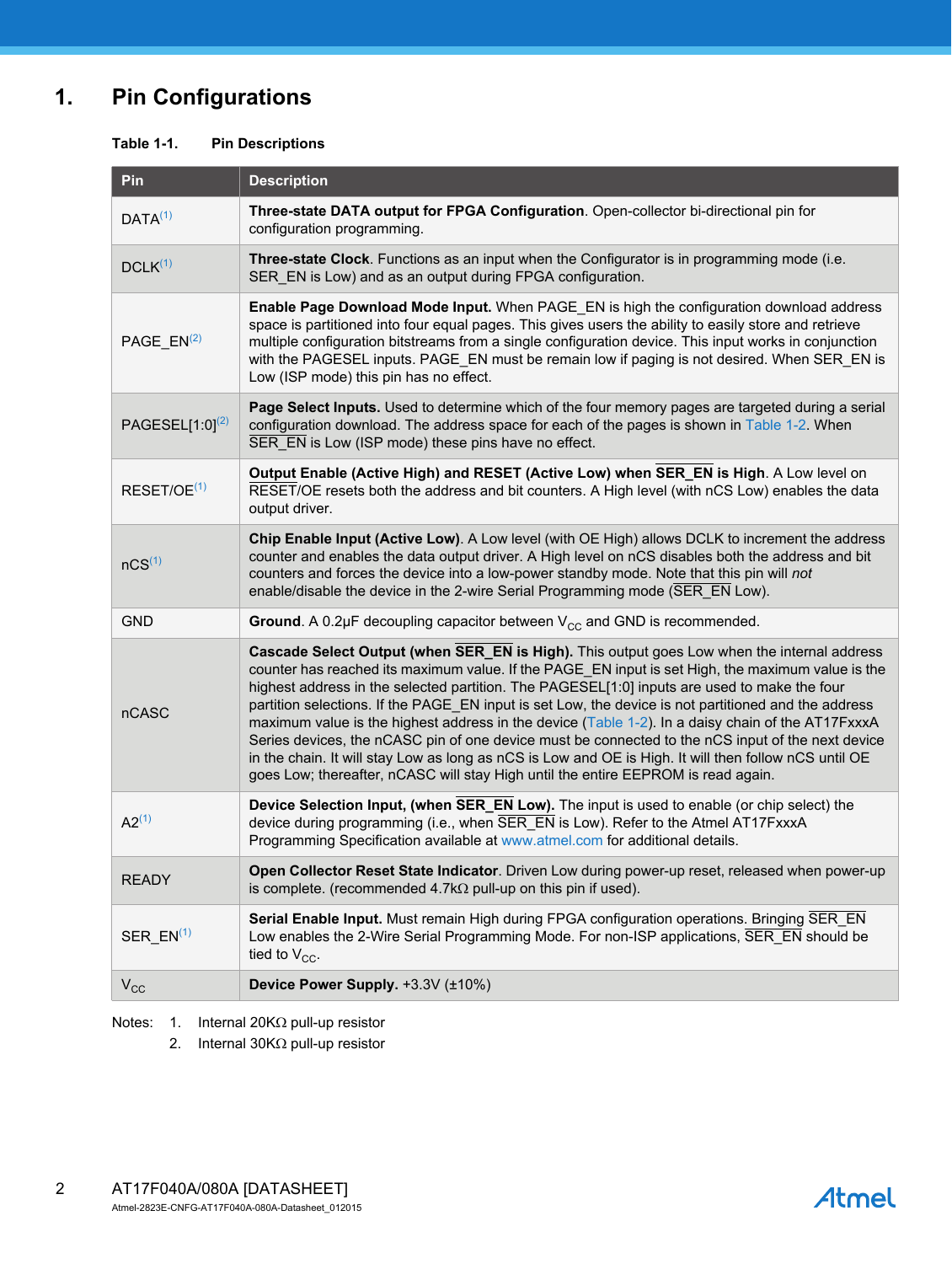# 1. Pin Configurations

**Table 1-1. Pin Descriptions**

| Pin | Description |
|---|---|
| DATA[(1)] | **Three-state DATA output for FPGA Configuration**. Open-collector bi-directional pin for configuration programming. |
| DCLK[(1)] | **Three-state Clock**. Functions as an input when the Configurator is in programming mode (i.e. SER_EN is Low) and as an output during FPGA configuration. |
| PAGE_EN[(2)] | **Enable Page Download Mode Input.** When PAGE_EN is high the configuration download address space is partitioned into four equal pages. This gives users the ability to easily store and retrieve multiple configuration bitstreams from a single configuration device. This input works in conjunction with the PAGESEL inputs. PAGE_EN must be remain low if paging is not desired. When SER_EN is Low (ISP mode) this pin has no effect. |
| PAGESEL[1:0][(2)] | **Page Select Inputs.** Used to determine which of the four memory pages are targeted during a serial configuration download. The address space for each of the pages is shown in Table 1-2. When SER_EN is Low (ISP mode) these pins have no effect. |
| RESET/OE[(1)] | **Output Enable (Active High) and RESET (Active Low) when SER_EN is High**. A Low level on RESET/OE resets both the address and bit counters. A High level (with nCS Low) enables the data output driver. |
| nCS[(1)] | **Chip Enable Input (Active Low)**. A Low level (with OE High) allows DCLK to increment the address counter and enables the data output driver. A High level on nCS disables both the address and bit counters and forces the device into a low-power standby mode. Note that this pin will *not* enable/disable the device in the 2-wire Serial Programming mode (SER_EN Low). |
| GND | **Ground**. A 0.2µF decoupling capacitor between $V_{CC}$ and GND is recommended. |
| nCASC | **Cascade Select Output (when SER_EN is High).** This output goes Low when the internal address counter has reached its maximum value. If the PAGE_EN input is set High, the maximum value is the highest address in the selected partition. The PAGESEL[1:0] inputs are used to make the four partition selections. If the PAGE_EN input is set Low, the device is not partitioned and the address maximum value is the highest address in the device (Table 1-2). In a daisy chain of the AT17FxxxA Series devices, the nCASC pin of one device must be connected to the nCS input of the next device in the chain. It will stay Low as long as nCS is Low and OE is High. It will then follow nCS until OE goes Low; thereafter, nCASC will stay High until the entire EEPROM is read again. |
| A2[(1)] | **Device Selection Input, (when SER_EN Low).** The input is used to enable (or chip select) the device during programming (i.e., when SER_EN is Low). Refer to the Atmel AT17FxxxA Programming Specification available at www.atmel.com for additional details. |
| READY | **Open Collector Reset State Indicator**. Driven Low during power-up reset, released when power-up is complete. (recommended 4.7kΩ pull-up on this pin if used). |
| SER_EN[(1)] | **Serial Enable Input.** Must remain High during FPGA configuration operations. Bringing SER_EN Low enables the 2-Wire Serial Programming Mode. For non-ISP applications, SER_EN should be tied to $V_{CC}$. |
| $V_{CC}$ | **Device Power Supply.** +3.3V (±10%) |

Notes: 1. Internal 20KΩ pull-up resistor
2. Internal 30KΩ pull-up resistor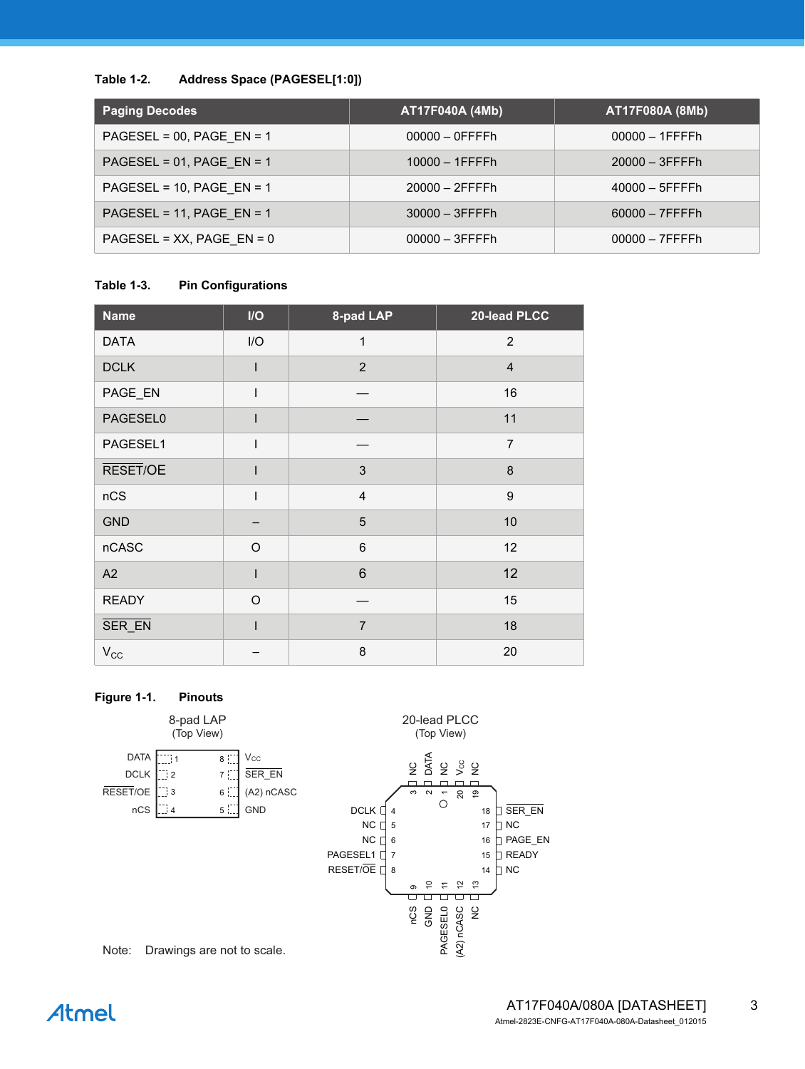**Table 1-2. Address Space (PAGESEL[1:0])**

| Paging Decodes | AT17F040A (4Mb) | AT17F080A (8Mb) |
|---|---|---|
| PAGESEL = 00, PAGE_EN = 1 | 00000 – 0FFFFh | 00000 – 1FFFFh |
| PAGESEL = 01, PAGE_EN = 1 | 10000 – 1FFFFh | 20000 – 3FFFFh |
| PAGESEL = 10, PAGE_EN = 1 | 20000 – 2FFFFh | 40000 – 5FFFFh |
| PAGESEL = 11, PAGE_EN = 1 | 30000 – 3FFFFh | 60000 – 7FFFFh |
| PAGESEL = XX, PAGE_EN = 0 | 00000 – 3FFFFh | 00000 – 7FFFFh |

**Table 1-3. Pin Configurations**

| Name | I/O | 8-pad LAP | 20-lead PLCC |
|---|---|---|---|
| DATA | I/O | 1 | 2 |
| DCLK | I | 2 | 4 |
| PAGE_EN | I | — | 16 |
| PAGESEL0 | I | — | 11 |
| PAGESEL1 | I | — | 7 |
| $\overline{\text{RESET}}$/OE | I | 3 | 8 |
| nCS | I | 4 | 9 |
| GND | – | 5 | 10 |
| nCASC | O | 6 | 12 |
| A2 | I | 6 | 12 |
| READY | O | — | 15 |
| $\overline{\text{SER\_EN}}$ | I | 7 | 18 |
| $V_{CC}$ | – | 8 | 20 |

**Figure 1-1. Pinouts**

8-pad LAP (Top View)

| Left pin | Pad | Pad | Right pin |
|---|---|---|---|
| DATA | 1 | 8 | $V_{CC}$ |
| DCLK | 2 | 7 | $\overline{\text{SER\_EN}}$ |
| $\overline{\text{RESET}}$/OE | 3 | 6 | (A2) nCASC |
| nCS | 4 | 5 | GND |

20-lead PLCC (Top View)

| Pin | Name |
|---|---|
| 1 | NC |
| 2 | DATA |
| 3 | NC |
| 4 | DCLK |
| 5 | NC |
| 6 | NC |
| 7 | PAGESEL1 |
| 8 | $\overline{\text{RESET}}$/OE |
| 9 | nCS |
| 10 | GND |
| 11 | PAGESEL0 |
| 12 | (A2) nCASC |
| 13 | NC |
| 14 | NC |
| 15 | READY |
| 16 | PAGE_EN |
| 17 | NC |
| 18 | $\overline{\text{SER\_EN}}$ |
| 19 | NC |
| 20 | $V_{CC}$ |

Note: Drawings are not to scale.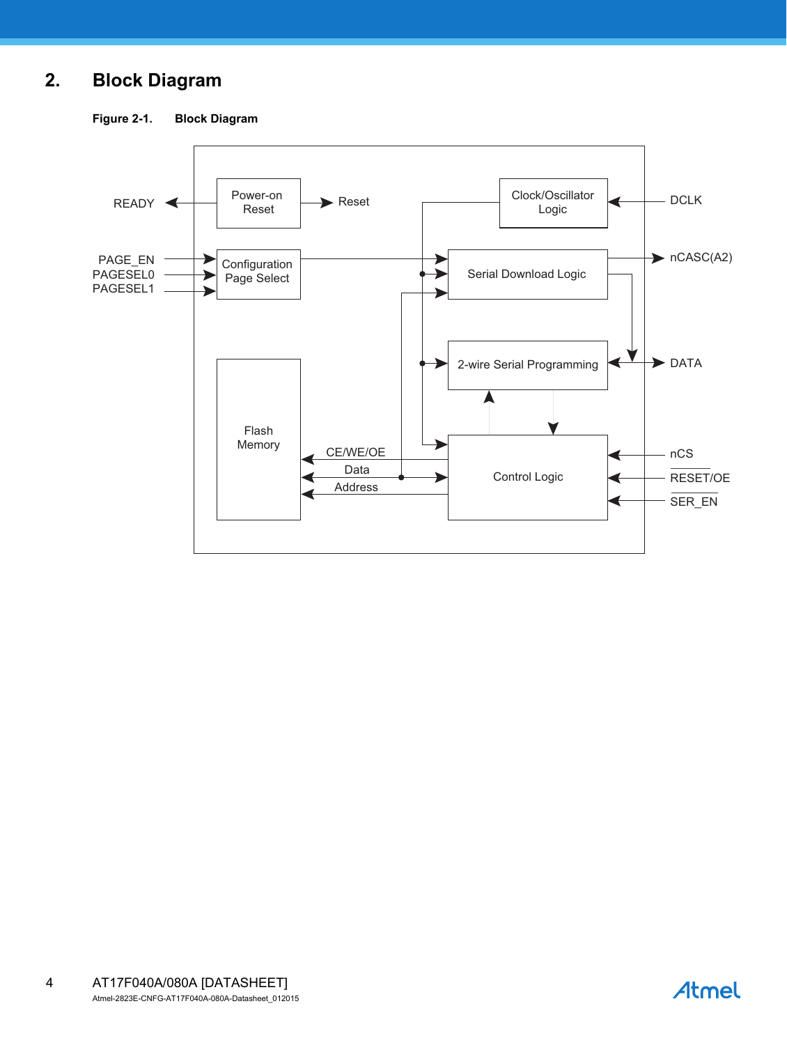# 2. Block Diagram

**Figure 2-1. Block Diagram**

READY

Power-on Reset

Reset

Clock/Oscillator Logic

DCLK

PAGE_EN

PAGESEL0

PAGESEL1

Configuration Page Select

Serial Download Logic

nCASC(A2)

2-wire Serial Programming

DATA

Flash Memory

CE/WE/OE

Data

Address

Control Logic

nCS

RESET/OE

SER_EN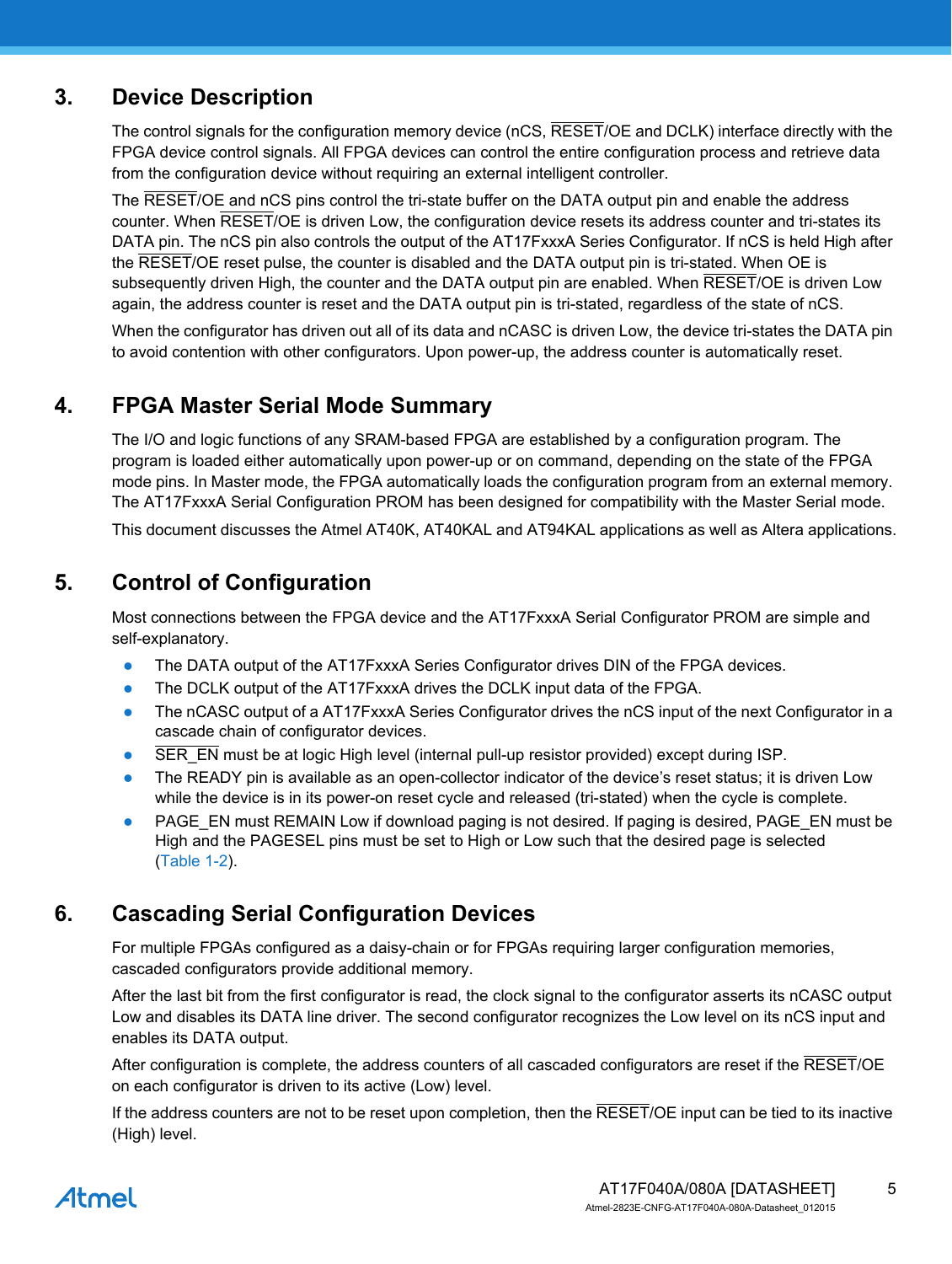## 3. Device Description

The control signals for the configuration memory device (nCS, RESET/OE and DCLK) interface directly with the FPGA device control signals. All FPGA devices can control the entire configuration process and retrieve data from the configuration device without requiring an external intelligent controller.

The RESET/OE and nCS pins control the tri-state buffer on the DATA output pin and enable the address counter. When RESET/OE is driven Low, the configuration device resets its address counter and tri-states its DATA pin. The nCS pin also controls the output of the AT17FxxxA Series Configurator. If nCS is held High after the RESET/OE reset pulse, the counter is disabled and the DATA output pin is tri-stated. When OE is subsequently driven High, the counter and the DATA output pin are enabled. When RESET/OE is driven Low again, the address counter is reset and the DATA output pin is tri-stated, regardless of the state of nCS.

When the configurator has driven out all of its data and nCASC is driven Low, the device tri-states the DATA pin to avoid contention with other configurators. Upon power-up, the address counter is automatically reset.

## 4. FPGA Master Serial Mode Summary

The I/O and logic functions of any SRAM-based FPGA are established by a configuration program. The program is loaded either automatically upon power-up or on command, depending on the state of the FPGA mode pins. In Master mode, the FPGA automatically loads the configuration program from an external memory. The AT17FxxxA Serial Configuration PROM has been designed for compatibility with the Master Serial mode.

This document discusses the Atmel AT40K, AT40KAL and AT94KAL applications as well as Altera applications.

## 5. Control of Configuration

Most connections between the FPGA device and the AT17FxxxA Serial Configurator PROM are simple and self-explanatory.

- The DATA output of the AT17FxxxA Series Configurator drives DIN of the FPGA devices.
- The DCLK output of the AT17FxxxA drives the DCLK input data of the FPGA.
- The nCASC output of a AT17FxxxA Series Configurator drives the nCS input of the next Configurator in a cascade chain of configurator devices.
- SER_EN must be at logic High level (internal pull-up resistor provided) except during ISP.
- The READY pin is available as an open-collector indicator of the device's reset status; it is driven Low while the device is in its power-on reset cycle and released (tri-stated) when the cycle is complete.
- PAGE_EN must REMAIN Low if download paging is not desired. If paging is desired, PAGE_EN must be High and the PAGESEL pins must be set to High or Low such that the desired page is selected (Table 1-2).

## 6. Cascading Serial Configuration Devices

For multiple FPGAs configured as a daisy-chain or for FPGAs requiring larger configuration memories, cascaded configurators provide additional memory.

After the last bit from the first configurator is read, the clock signal to the configurator asserts its nCASC output Low and disables its DATA line driver. The second configurator recognizes the Low level on its nCS input and enables its DATA output.

After configuration is complete, the address counters of all cascaded configurators are reset if the RESET/OE on each configurator is driven to its active (Low) level.

If the address counters are not to be reset upon completion, then the RESET/OE input can be tied to its inactive (High) level.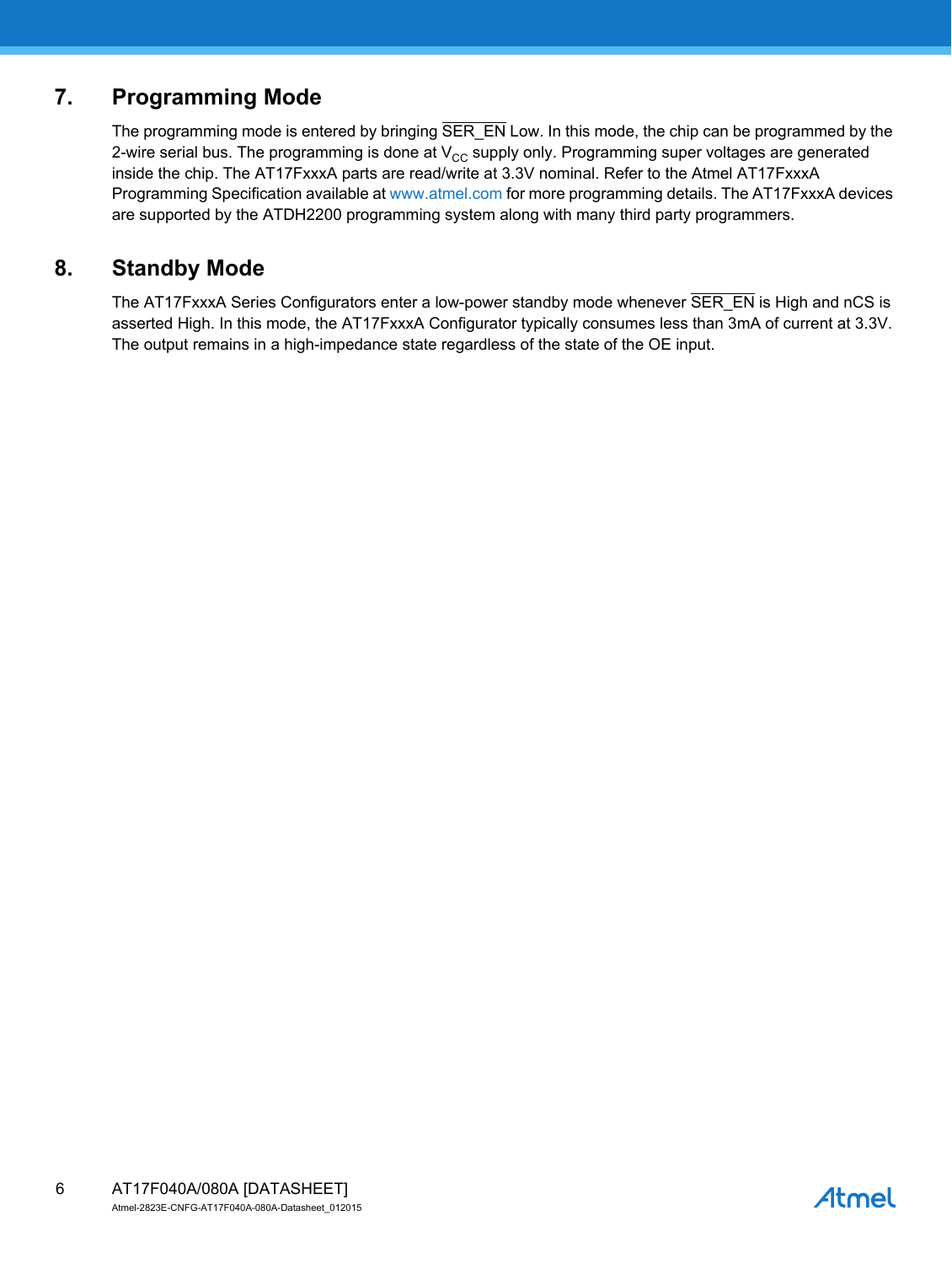# 7. Programming Mode

The programming mode is entered by bringing $\overline{\text{SER\_EN}}$ Low. In this mode, the chip can be programmed by the 2-wire serial bus. The programming is done at $V_{CC}$ supply only. Programming super voltages are generated inside the chip. The AT17FxxxA parts are read/write at 3.3V nominal. Refer to the Atmel AT17FxxxA Programming Specification available at www.atmel.com for more programming details. The AT17FxxxA devices are supported by the ATDH2200 programming system along with many third party programmers.

# 8. Standby Mode

The AT17FxxxA Series Configurators enter a low-power standby mode whenever $\overline{\text{SER\_EN}}$ is High and nCS is asserted High. In this mode, the AT17FxxxA Configurator typically consumes less than 3mA of current at 3.3V. The output remains in a high-impedance state regardless of the state of the OE input.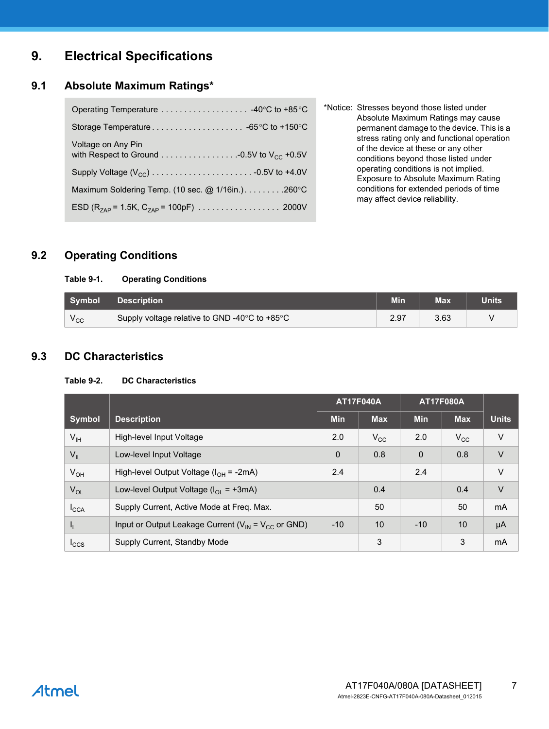# 9. Electrical Specifications

## 9.1 Absolute Maximum Ratings*

| | |
|---|---|
| Operating Temperature | -40°C to +85°C |
| Storage Temperature | -65°C to +150°C |
| Voltage on Any Pin with Respect to Ground | -0.5V to $V_{CC}$ +0.5V |
| Supply Voltage ($V_{CC}$) | -0.5V to +4.0V |
| Maximum Soldering Temp. (10 sec. @ 1/16in.) | 260°C |
| ESD ($R_{ZAP}$ = 1.5K, $C_{ZAP}$ = 100pF) | 2000V |

*Notice: Stresses beyond those listed under Absolute Maximum Ratings may cause permanent damage to the device. This is a stress rating only and functional operation of the device at these or any other conditions beyond those listed under operating conditions is not implied. Exposure to Absolute Maximum Rating conditions for extended periods of time may affect device reliability.

## 9.2 Operating Conditions

**Table 9-1. Operating Conditions**

| Symbol | Description | Min | Max | Units |
|---|---|---|---|---|
| $V_{CC}$ | Supply voltage relative to GND -40°C to +85°C | 2.97 | 3.63 | V |

## 9.3 DC Characteristics

**Table 9-2. DC Characteristics**

| Symbol | Description | AT17F040A | | AT17F080A | | Units |
|---|---|---|---|---|---|---|
| | | Min | Max | Min | Max | |
| $V_{IH}$ | High-level Input Voltage | 2.0 | $V_{CC}$ | 2.0 | $V_{CC}$ | V |
| $V_{IL}$ | Low-level Input Voltage | 0 | 0.8 | 0 | 0.8 | V |
| $V_{OH}$ | High-level Output Voltage ($I_{OH}$ = -2mA) | 2.4 | | 2.4 | | V |
| $V_{OL}$ | Low-level Output Voltage ($I_{OL}$ = +3mA) | | 0.4 | | 0.4 | V |
| $I_{CCA}$ | Supply Current, Active Mode at Freq. Max. | | 50 | | 50 | mA |
| $I_L$ | Input or Output Leakage Current ($V_{IN}$ = $V_{CC}$ or GND) | -10 | 10 | -10 | 10 | µA |
| $I_{CCS}$ | Supply Current, Standby Mode | | 3 | | 3 | mA |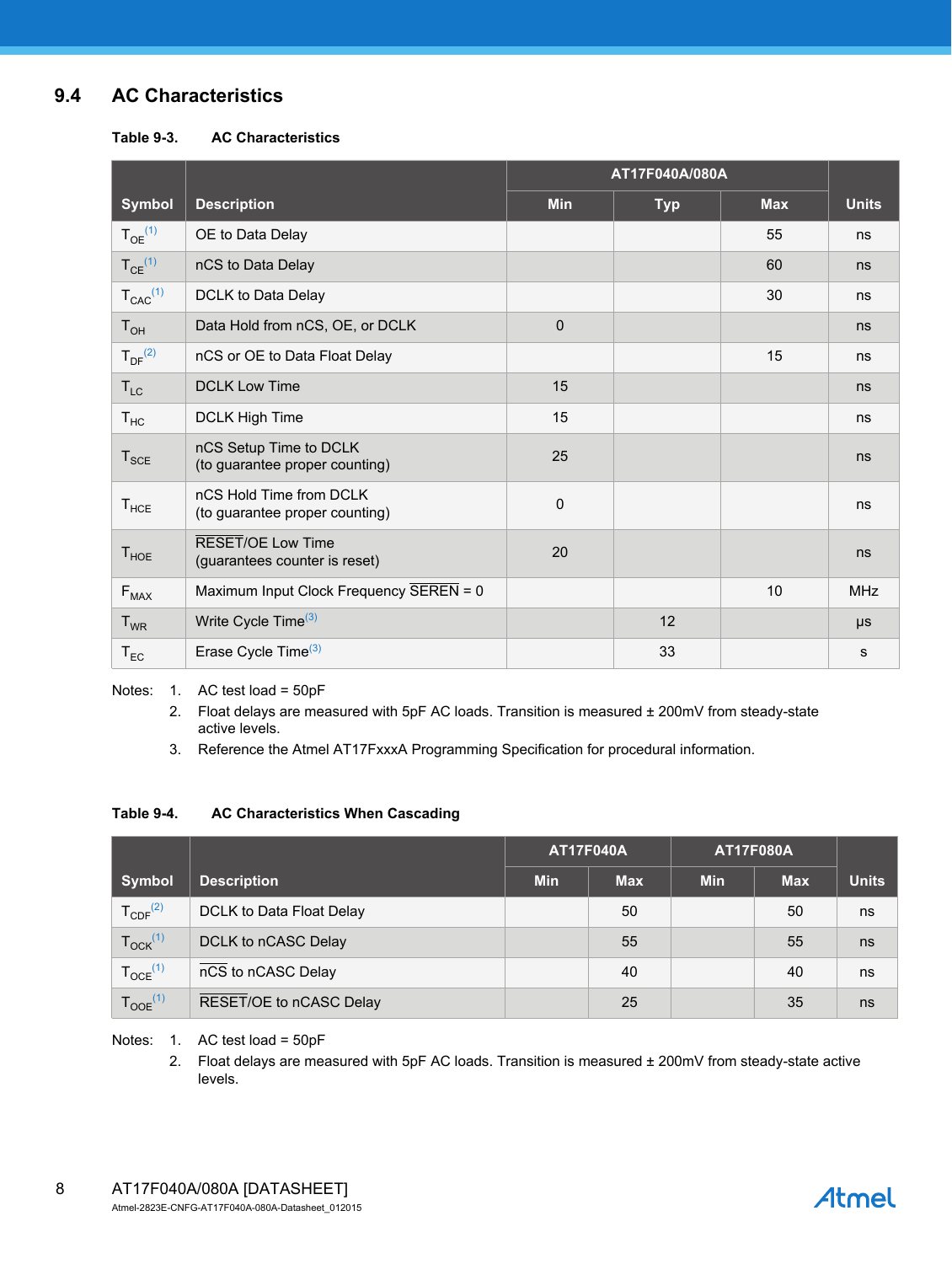## 9.4 AC Characteristics

**Table 9-3. AC Characteristics**

| Symbol | Description | AT17F040A/080A | | | Units |
|---|---|---|---|---|---|
| | | Min | Typ | Max | |
| $T_{OE}$[(1)] | OE to Data Delay | | | 55 | ns |
| $T_{CE}$[(1)] | nCS to Data Delay | | | 60 | ns |
| $T_{CAC}$[(1)] | DCLK to Data Delay | | | 30 | ns |
| $T_{OH}$ | Data Hold from nCS, OE, or DCLK | 0 | | | ns |
| $T_{DF}$[(2)] | nCS or OE to Data Float Delay | | | 15 | ns |
| $T_{LC}$ | DCLK Low Time | 15 | | | ns |
| $T_{HC}$ | DCLK High Time | 15 | | | ns |
| $T_{SCE}$ | nCS Setup Time to DCLK (to guarantee proper counting) | 25 | | | ns |
| $T_{HCE}$ | nCS Hold Time from DCLK (to guarantee proper counting) | 0 | | | ns |
| $T_{HOE}$ | $\overline{\text{RESET}}$/OE Low Time (guarantees counter is reset) | 20 | | | ns |
| $F_{MAX}$ | Maximum Input Clock Frequency $\overline{\text{SEREN}}$ = 0 | | | 10 | MHz |
| $T_{WR}$ | Write Cycle Time[(3)] | | 12 | | µs |
| $T_{EC}$ | Erase Cycle Time[(3)] | | 33 | | s |

Notes:
1. AC test load = 50pF
2. Float delays are measured with 5pF AC loads. Transition is measured ± 200mV from steady-state active levels.
3. Reference the Atmel AT17FxxxA Programming Specification for procedural information.

**Table 9-4. AC Characteristics When Cascading**

| Symbol | Description | AT17F040A | | AT17F080A | | Units |
|---|---|---|---|---|---|---|
| | | Min | Max | Min | Max | |
| $T_{CDF}$[(2)] | DCLK to Data Float Delay | | 50 | | 50 | ns |
| $T_{OCK}$[(1)] | DCLK to nCASC Delay | | 55 | | 55 | ns |
| $T_{OCE}$[(1)] | $\overline{\text{nCS}}$ to nCASC Delay | | 40 | | 40 | ns |
| $T_{OOE}$[(1)] | $\overline{\text{RESET}}$/OE to nCASC Delay | | 25 | | 35 | ns |

Notes:
1. AC test load = 50pF
2. Float delays are measured with 5pF AC loads. Transition is measured ± 200mV from steady-state active levels.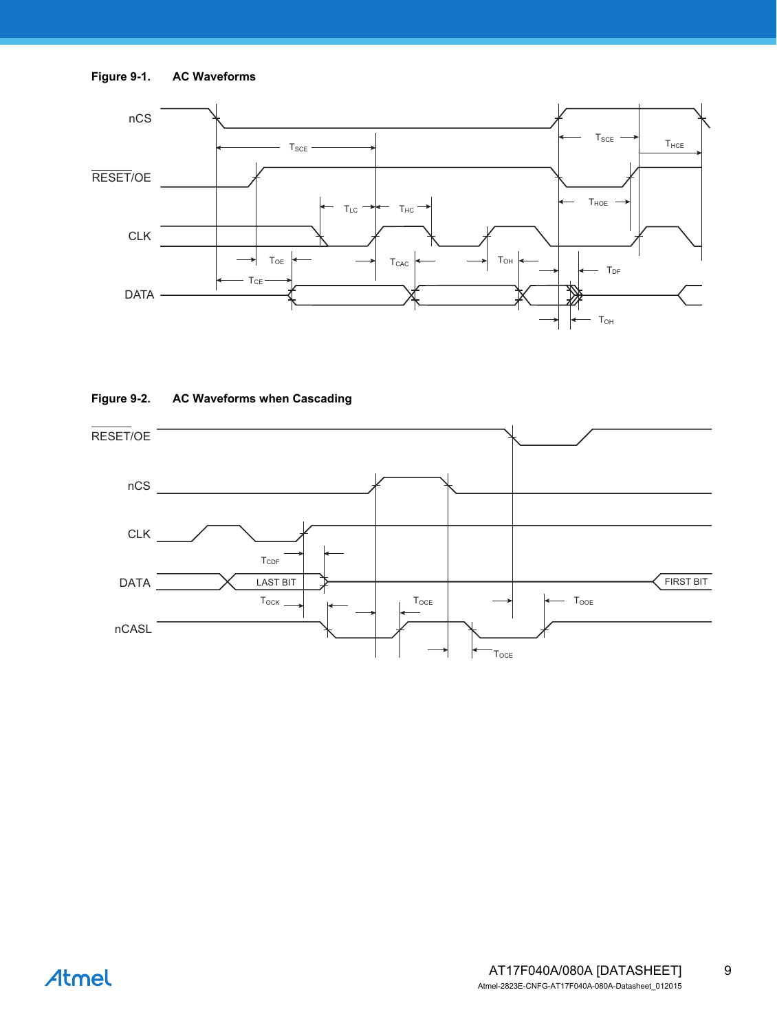**Figure 9-1. AC Waveforms**

**Figure 9-2. AC Waveforms when Cascading**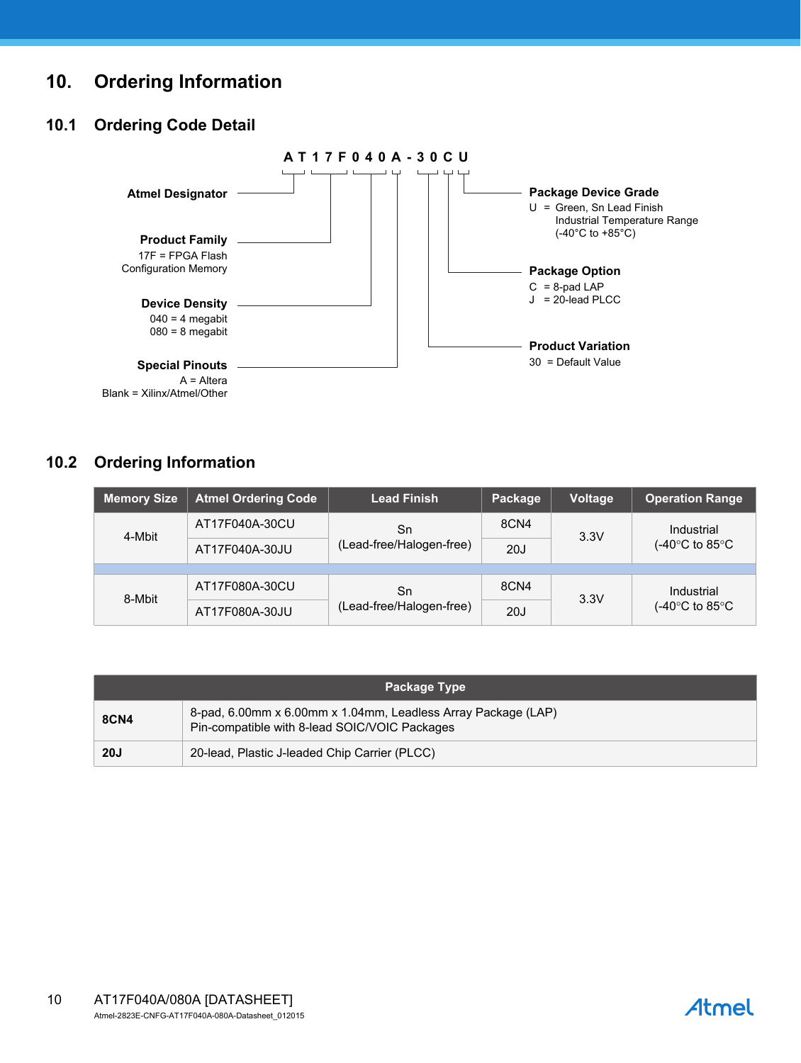# 10. Ordering Information

## 10.1 Ordering Code Detail

**A T 1 7 F 0 4 0 A - 3 0 C U**

**Atmel Designator**

**Product Family**
17F = FPGA Flash Configuration Memory

**Device Density**
040 = 4 megabit
080 = 8 megabit

**Special Pinouts**
A = Altera
Blank = Xilinx/Atmel/Other

**Package Device Grade**
U = Green, Sn Lead Finish
Industrial Temperature Range
(-40°C to +85°C)

**Package Option**
C = 8-pad LAP
J = 20-lead PLCC

**Product Variation**
30 = Default Value

## 10.2 Ordering Information

| Memory Size | Atmel Ordering Code | Lead Finish | Package | Voltage | Operation Range |
|---|---|---|---|---|---|
| 4-Mbit | AT17F040A-30CU | Sn (Lead-free/Halogen-free) | 8CN4 | 3.3V | Industrial (-40°C to 85°C |
| | AT17F040A-30JU | | 20J | | |
| 8-Mbit | AT17F080A-30CU | Sn (Lead-free/Halogen-free) | 8CN4 | 3.3V | Industrial (-40°C to 85°C |
| | AT17F080A-30JU | | 20J | | |

| Package Type | |
|---|---|
| **8CN4** | 8-pad, 6.00mm x 6.00mm x 1.04mm, Leadless Array Package (LAP)<br>Pin-compatible with 8-lead SOIC/VOIC Packages |
| **20J** | 20-lead, Plastic J-leaded Chip Carrier (PLCC) |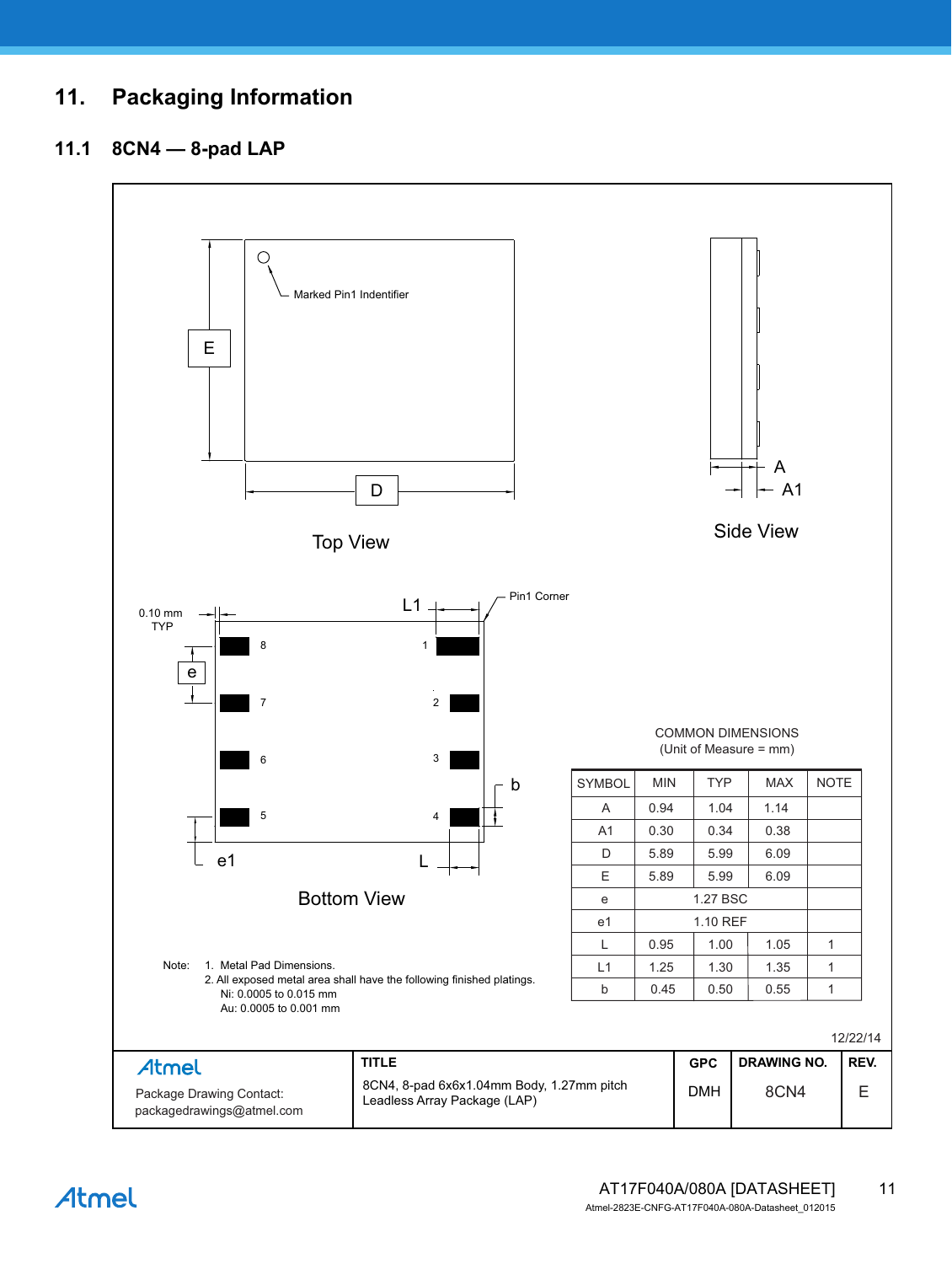# 11. Packaging Information

## 11.1 8CN4 — 8-pad LAP

Marked Pin1 Indentifier

E

D

Top View

A

A1

Side View

0.10 mm TYP

L1

Pin1 Corner

e

8 1

7 2

6 3

5 4

b

e1

L

Bottom View

COMMON DIMENSIONS
(Unit of Measure = mm)

| SYMBOL | MIN | TYP | MAX | NOTE |
|---|---|---|---|---|
| A | 0.94 | 1.04 | 1.14 | |
| A1 | 0.30 | 0.34 | 0.38 | |
| D | 5.89 | 5.99 | 6.09 | |
| E | 5.89 | 5.99 | 6.09 | |
| e | | 1.27 BSC | | |
| e1 | | 1.10 REF | | |
| L | 0.95 | 1.00 | 1.05 | 1 |
| L1 | 1.25 | 1.30 | 1.35 | 1 |
| b | 0.45 | 0.50 | 0.55 | 1 |

Note:
1. Metal Pad Dimensions.
2. All exposed metal area shall have the following finished platings.
   Ni: 0.0005 to 0.015 mm
   Au: 0.0005 to 0.001 mm

12/22/14

| Atmel<br>Package Drawing Contact:<br>packagedrawings@atmel.com | TITLE<br>8CN4, 8-pad 6x6x1.04mm Body, 1.27mm pitch Leadless Array Package (LAP) | GPC<br>DMH | DRAWING NO.<br>8CN4 | REV.<br>E |
|---|---|---|---|---|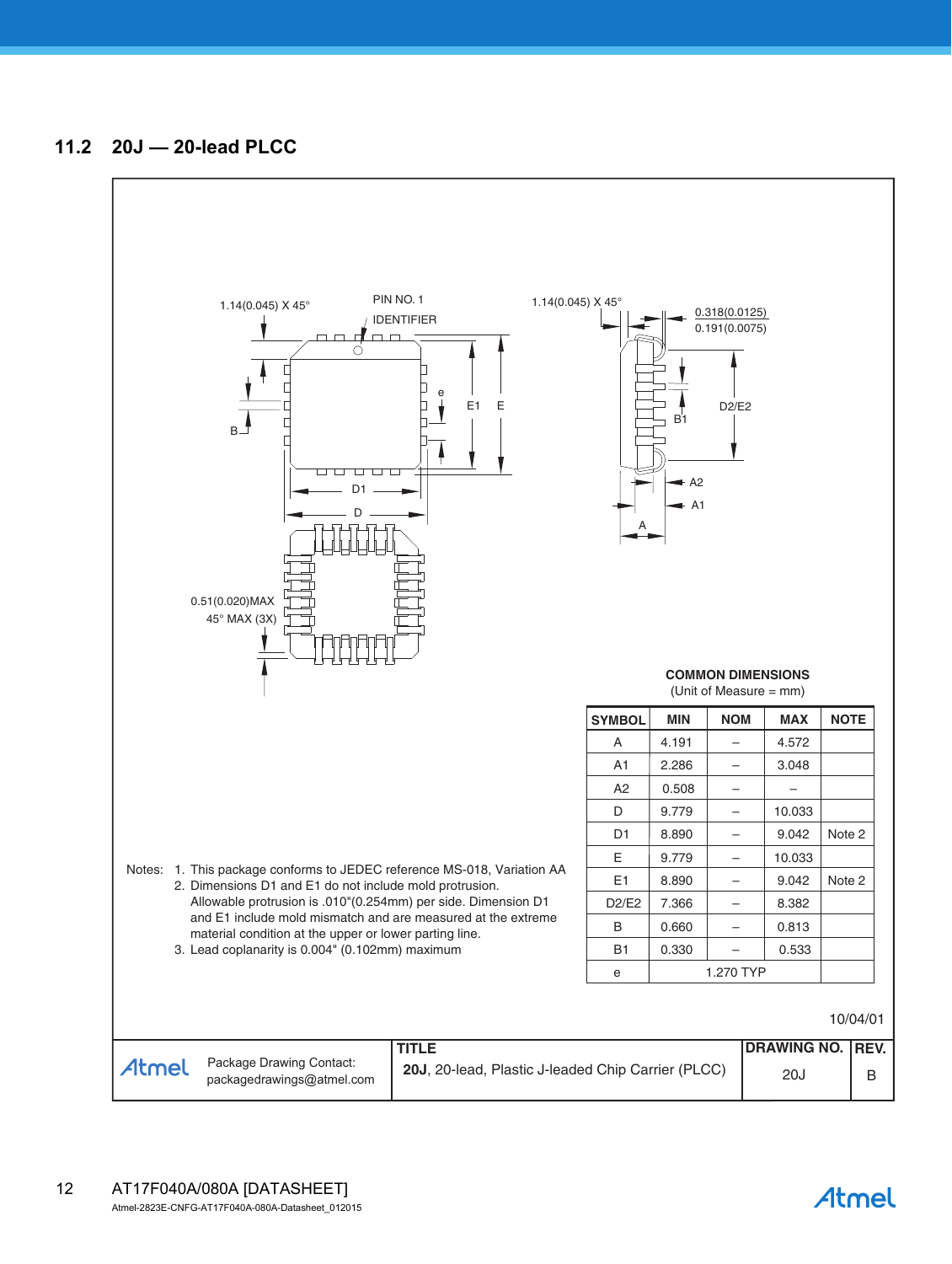## 11.2 20J — 20-lead PLCC

1.14(0.045) X 45°

PIN NO. 1 IDENTIFIER

1.14(0.045) X 45°

0.318(0.0125)
0.191(0.0075)

0.51(0.020)MAX
45° MAX (3X)

**COMMON DIMENSIONS**
(Unit of Measure = mm)

| SYMBOL | MIN | NOM | MAX | NOTE |
|---|---|---|---|---|
| A | 4.191 | – | 4.572 | |
| A1 | 2.286 | – | 3.048 | |
| A2 | 0.508 | – | – | |
| D | 9.779 | – | 10.033 | |
| D1 | 8.890 | – | 9.042 | Note 2 |
| E | 9.779 | – | 10.033 | |
| E1 | 8.890 | – | 9.042 | Note 2 |
| D2/E2 | 7.366 | – | 8.382 | |
| B | 0.660 | – | 0.813 | |
| B1 | 0.330 | – | 0.533 | |
| e | 1.270 TYP | | | |

Notes:
1. This package conforms to JEDEC reference MS-018, Variation AA
2. Dimensions D1 and E1 do not include mold protrusion. Allowable protrusion is .010"(0.254mm) per side. Dimension D1 and E1 include mold mismatch and are measured at the extreme material condition at the upper or lower parting line.
3. Lead coplanarity is 0.004" (0.102mm) maximum

10/04/01

| Atmel | Package Drawing Contact: packagedrawings@atmel.com | TITLE: **20J**, 20-lead, Plastic J-leaded Chip Carrier (PLCC) | DRAWING NO. 20J | REV. B |
|---|---|---|---|---|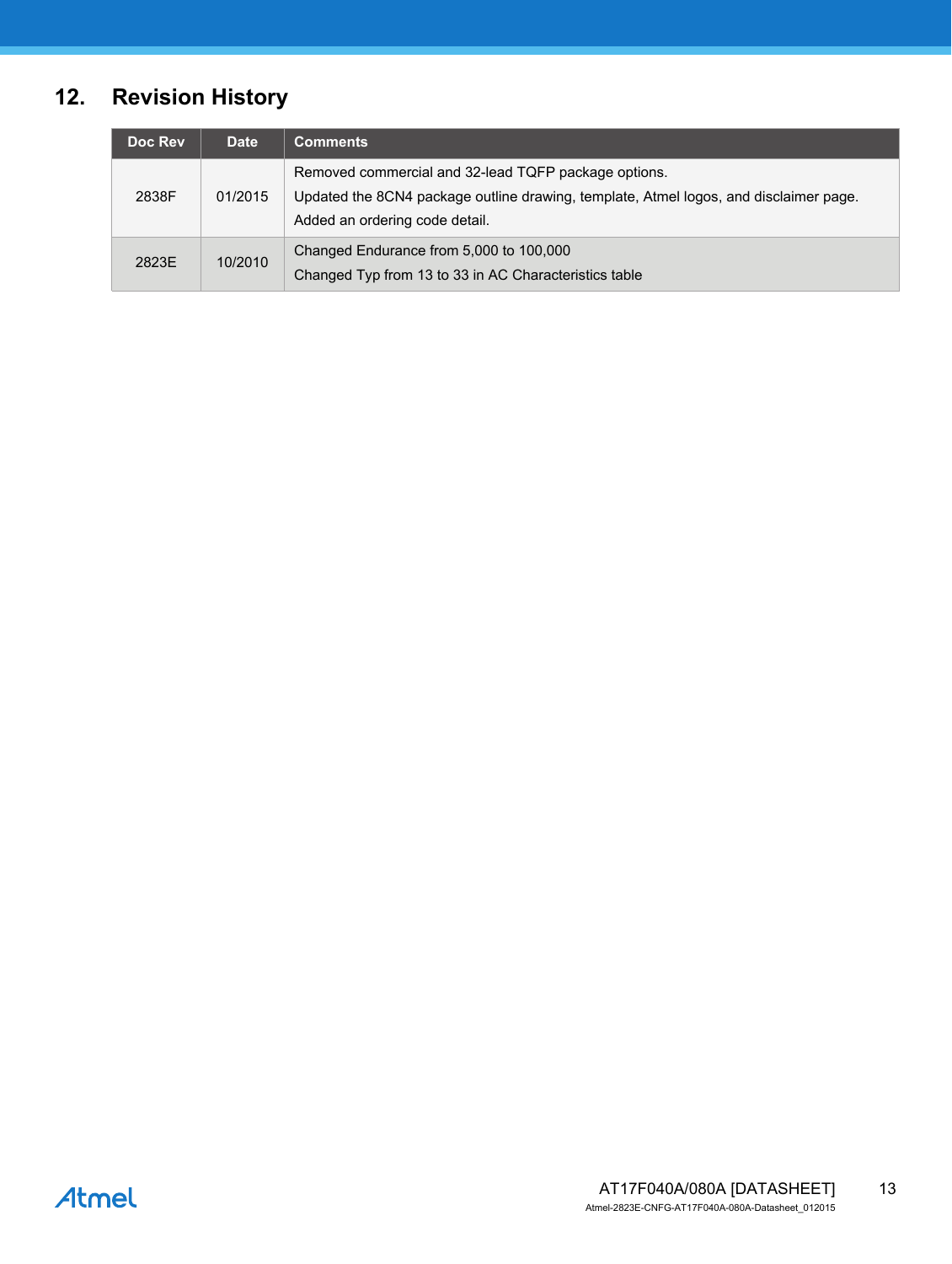## 12. Revision History

| Doc Rev | Date | Comments |
|---|---|---|
| 2838F | 01/2015 | Removed commercial and 32-lead TQFP package options.<br>Updated the 8CN4 package outline drawing, template, Atmel logos, and disclaimer page.<br>Added an ordering code detail. |
| 2823E | 10/2010 | Changed Endurance from 5,000 to 100,000<br>Changed Typ from 13 to 33 in AC Characteristics table |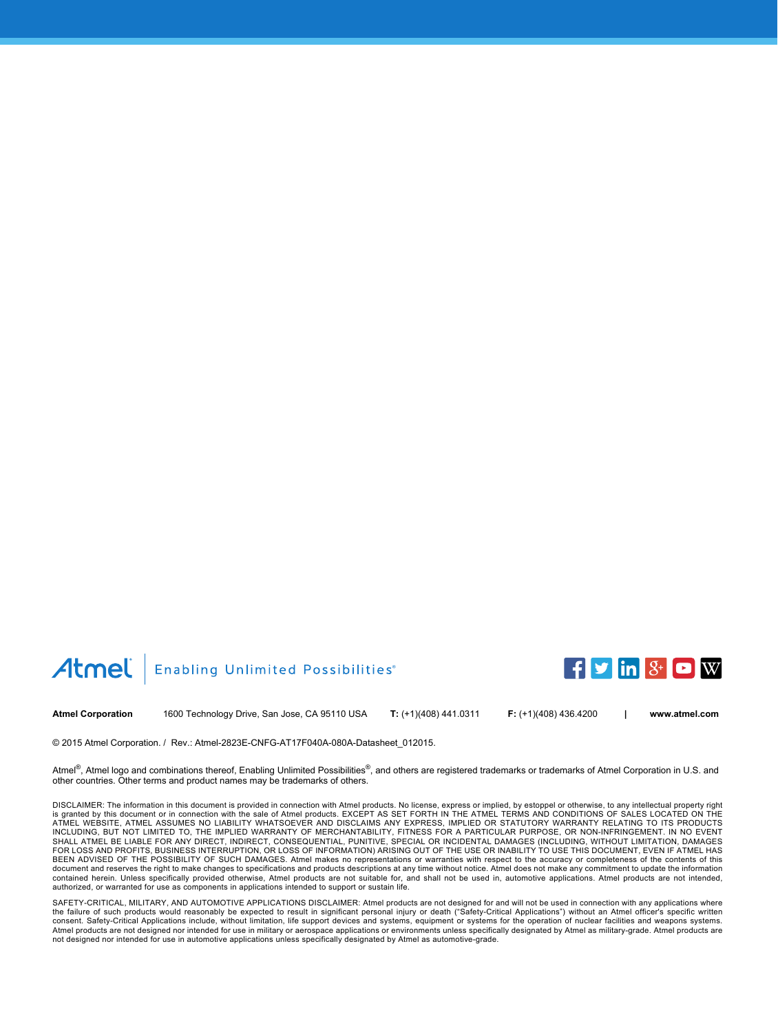Atmel | Enabling Unlimited Possibilities®

**Atmel Corporation** 1600 Technology Drive, San Jose, CA 95110 USA **T:** (+1)(408) 441.0311 **F:** (+1)(408) 436.4200 | **www.atmel.com**

© 2015 Atmel Corporation. / Rev.: Atmel-2823E-CNFG-AT17F040A-080A-Datasheet_012015.

Atmel®, Atmel logo and combinations thereof, Enabling Unlimited Possibilities®, and others are registered trademarks or trademarks of Atmel Corporation in U.S. and other countries. Other terms and product names may be trademarks of others.

DISCLAIMER: The information in this document is provided in connection with Atmel products. No license, express or implied, by estoppel or otherwise, to any intellectual property right is granted by this document or in connection with the sale of Atmel products. EXCEPT AS SET FORTH IN THE ATMEL TERMS AND CONDITIONS OF SALES LOCATED ON THE ATMEL WEBSITE, ATMEL ASSUMES NO LIABILITY WHATSOEVER AND DISCLAIMS ANY EXPRESS, IMPLIED OR STATUTORY WARRANTY RELATING TO ITS PRODUCTS INCLUDING, BUT NOT LIMITED TO, THE IMPLIED WARRANTY OF MERCHANTABILITY, FITNESS FOR A PARTICULAR PURPOSE, OR NON-INFRINGEMENT. IN NO EVENT SHALL ATMEL BE LIABLE FOR ANY DIRECT, INDIRECT, CONSEQUENTIAL, PUNITIVE, SPECIAL OR INCIDENTAL DAMAGES (INCLUDING, WITHOUT LIMITATION, DAMAGES FOR LOSS AND PROFITS, BUSINESS INTERRUPTION, OR LOSS OF INFORMATION) ARISING OUT OF THE USE OR INABILITY TO USE THIS DOCUMENT, EVEN IF ATMEL HAS BEEN ADVISED OF THE POSSIBILITY OF SUCH DAMAGES. Atmel makes no representations or warranties with respect to the accuracy or completeness of the contents of this document and reserves the right to make changes to specifications and products descriptions at any time without notice. Atmel does not make any commitment to update the information contained herein. Unless specifically provided otherwise, Atmel products are not suitable for, and shall not be used in, automotive applications. Atmel products are not intended, authorized, or warranted for use as components in applications intended to support or sustain life.

SAFETY-CRITICAL, MILITARY, AND AUTOMOTIVE APPLICATIONS DISCLAIMER: Atmel products are not designed for and will not be used in connection with any applications where the failure of such products would reasonably be expected to result in significant personal injury or death ("Safety-Critical Applications") without an Atmel officer's specific written consent. Safety-Critical Applications include, without limitation, life support devices and systems, equipment or systems for the operation of nuclear facilities and weapons systems. Atmel products are not designed nor intended for use in military or aerospace applications or environments unless specifically designated by Atmel as military-grade. Atmel products are not designed nor intended for use in automotive applications unless specifically designated by Atmel as automotive-grade.